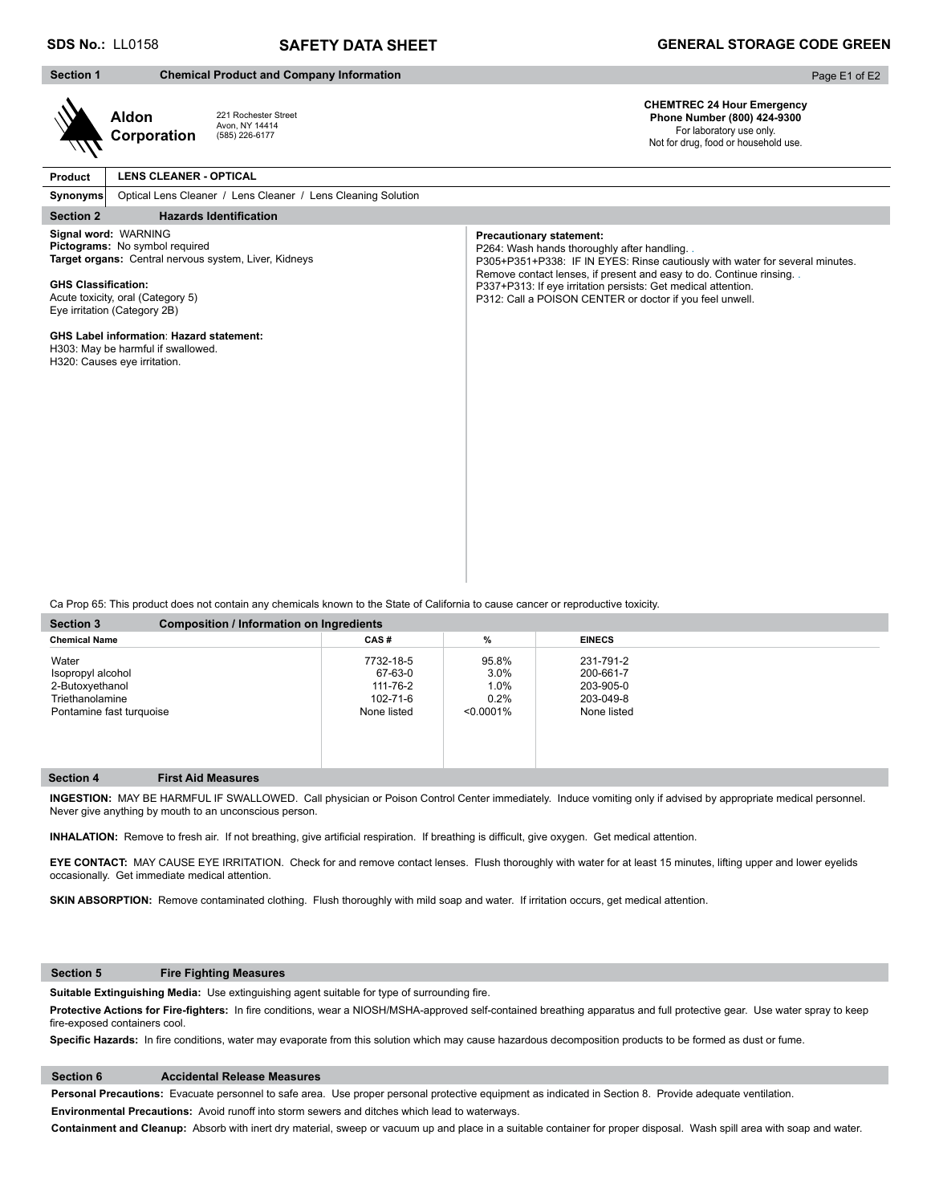**SDS No.:** LL0158 **SAFETY DATA SHEET** **GENERAL STORAGE CODE GREEN**

## Section 1 Chemical Product and Company Information

**Aldon Corporation**
221 Rochester Street
Avon, NY 14414
(585) 226-6177

**CHEMTREC 24 Hour Emergency Phone Number (800) 424-9300**
For laboratory use only.
Not for drug, food or household use.

| | |
|---|---|
| **Product** | **LENS CLEANER - OPTICAL** |
| **Synonyms** | Optical Lens Cleaner / Lens Cleaner / Lens Cleaning Solution |

## Section 2 Hazards Identification

**Signal word:** WARNING
**Pictograms:** No symbol required
**Target organs:** Central nervous system, Liver, Kidneys

**GHS Classification:**
Acute toxicity, oral (Category 5)
Eye irritation (Category 2B)

**GHS Label information**: **Hazard statement:**
H303: May be harmful if swallowed.
H320: Causes eye irritation.

**Precautionary statement:**
P264: Wash hands thoroughly after handling. .
P305+P351+P338: IF IN EYES: Rinse cautiously with water for several minutes. Remove contact lenses, if present and easy to do. Continue rinsing. .
P337+P313: If eye irritation persists: Get medical attention.
P312: Call a POISON CENTER or doctor if you feel unwell.

Ca Prop 65: This product does not contain any chemicals known to the State of California to cause cancer or reproductive toxicity.

## Section 3 Composition / Information on Ingredients

| Chemical Name | CAS # | % | EINECS |
|---|---|---|---|
| Water | 7732-18-5 | 95.8% | 231-791-2 |
| Isopropyl alcohol | 67-63-0 | 3.0% | 200-661-7 |
| 2-Butoxyethanol | 111-76-2 | 1.0% | 203-905-0 |
| Triethanolamine | 102-71-6 | 0.2% | 203-049-8 |
| Pontamine fast turquoise | None listed | <0.0001% | None listed |

## Section 4 First Aid Measures

**INGESTION:** MAY BE HARMFUL IF SWALLOWED. Call physician or Poison Control Center immediately. Induce vomiting only if advised by appropriate medical personnel. Never give anything by mouth to an unconscious person.

**INHALATION:** Remove to fresh air. If not breathing, give artificial respiration. If breathing is difficult, give oxygen. Get medical attention.

**EYE CONTACT:** MAY CAUSE EYE IRRITATION. Check for and remove contact lenses. Flush thoroughly with water for at least 15 minutes, lifting upper and lower eyelids occasionally. Get immediate medical attention.

**SKIN ABSORPTION:** Remove contaminated clothing. Flush thoroughly with mild soap and water. If irritation occurs, get medical attention.

## Section 5 Fire Fighting Measures

**Suitable Extinguishing Media:** Use extinguishing agent suitable for type of surrounding fire.

**Protective Actions for Fire-fighters:** In fire conditions, wear a NIOSH/MSHA-approved self-contained breathing apparatus and full protective gear. Use water spray to keep fire-exposed containers cool.

**Specific Hazards:** In fire conditions, water may evaporate from this solution which may cause hazardous decomposition products to be formed as dust or fume.

## Section 6 Accidental Release Measures

**Personal Precautions:** Evacuate personnel to safe area. Use proper personal protective equipment as indicated in Section 8. Provide adequate ventilation.

**Environmental Precautions:** Avoid runoff into storm sewers and ditches which lead to waterways.

**Containment and Cleanup:** Absorb with inert dry material, sweep or vacuum up and place in a suitable container for proper disposal. Wash spill area with soap and water.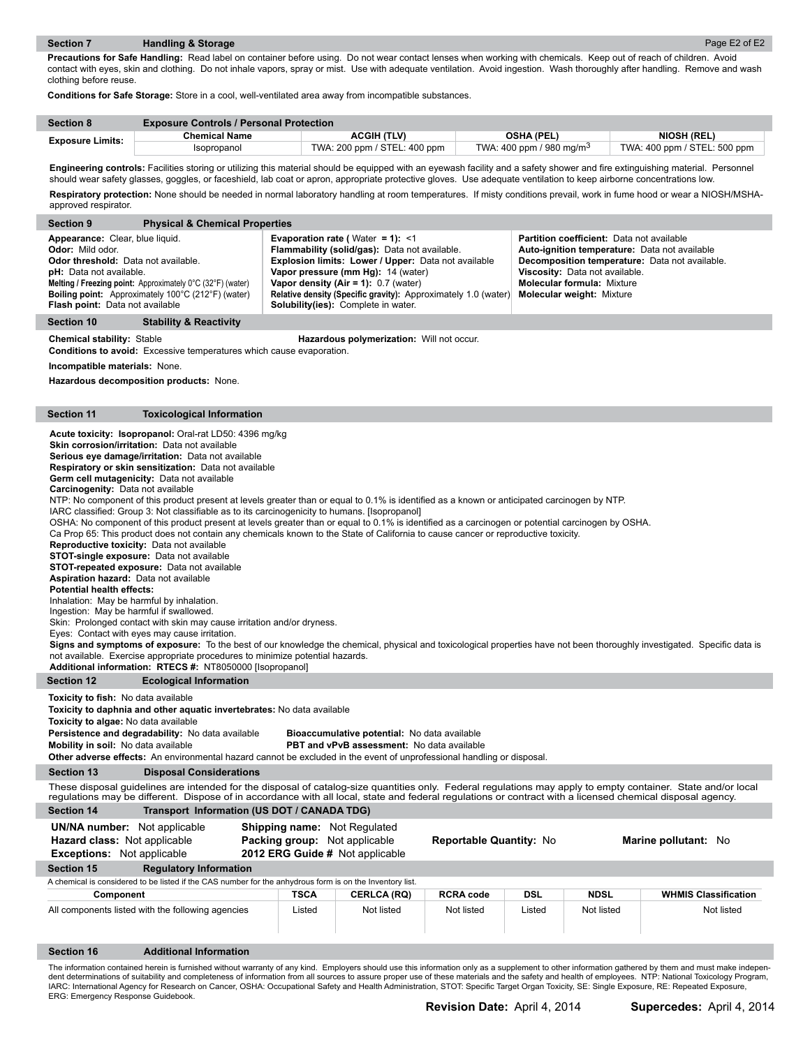## Section 7 Handling & Storage

**Precautions for Safe Handling:** Read label on container before using. Do not wear contact lenses when working with chemicals. Keep out of reach of children. Avoid contact with eyes, skin and clothing. Do not inhale vapors, spray or mist. Use with adequate ventilation. Avoid ingestion. Wash thoroughly after handling. Remove and wash clothing before reuse.

**Conditions for Safe Storage:** Store in a cool, well-ventilated area away from incompatible substances.

## Section 8 Exposure Controls / Personal Protection

| Exposure Limits: | Chemical Name | ACGIH (TLV) | OSHA (PEL) | NIOSH (REL) |
|---|---|---|---|---|
| | Isopropanol | TWA: 200 ppm / STEL: 400 ppm | TWA: 400 ppm / 980 mg/m$^3$ | TWA: 400 ppm / STEL: 500 ppm |

**Engineering controls:** Facilities storing or utilizing this material should be equipped with an eyewash facility and a safety shower and fire extinguishing material. Personnel should wear safety glasses, goggles, or faceshield, lab coat or apron, appropriate protective gloves. Use adequate ventilation to keep airborne concentrations low.

**Respiratory protection:** None should be needed in normal laboratory handling at room temperatures. If misty conditions prevail, work in fume hood or wear a NIOSH/MSHA-approved respirator.

## Section 9 Physical & Chemical Properties

**Appearance:** Clear, blue liquid.
**Odor:** Mild odor.
**Odor threshold:** Data not available.
**pH:** Data not available.
**Melting / Freezing point:** Approximately 0°C (32°F) (water)
**Boiling point:** Approximately 100°C (212°F) (water)
**Flash point:** Data not available

**Evaporation rate (** Water **= 1):** <1
**Flammability (solid/gas):** Data not available.
**Explosion limits: Lower / Upper:** Data not available
**Vapor pressure (mm Hg):** 14 (water)
**Vapor density (Air = 1):** 0.7 (water)
**Relative density (Specific gravity):** Approximately 1.0 (water)
**Solubility(ies):** Complete in water.

**Partition coefficient:** Data not available
**Auto-ignition temperature:** Data not available
**Decomposition temperature:** Data not available.
**Viscosity:** Data not available.
**Molecular formula:** Mixture
**Molecular weight:** Mixture

## Section 10 Stability & Reactivity

**Chemical stability:** Stable **Hazardous polymerization:** Will not occur.
**Conditions to avoid:** Excessive temperatures which cause evaporation.

**Incompatible materials:** None.

**Hazardous decomposition products:** None.

## Section 11 Toxicological Information

**Acute toxicity: Isopropanol:** Oral-rat LD50: 4396 mg/kg
**Skin corrosion/irritation:** Data not available
**Serious eye damage/irritation:** Data not available
**Respiratory or skin sensitization:** Data not available
**Germ cell mutagenicity:** Data not available
**Carcinogenity:** Data not available
NTP: No component of this product present at levels greater than or equal to 0.1% is identified as a known or anticipated carcinogen by NTP.
IARC classified: Group 3: Not classifiable as to its carcinogenicity to humans. [Isopropanol]
OSHA: No component of this product present at levels greater than or equal to 0.1% is identified as a carcinogen or potential carcinogen by OSHA.
Ca Prop 65: This product does not contain any chemicals known to the State of California to cause cancer or reproductive toxicity.
**Reproductive toxicity:** Data not available
**STOT-single exposure:** Data not available
**STOT-repeated exposure:** Data not available
**Aspiration hazard:** Data not available
**Potential health effects:**
Inhalation: May be harmful by inhalation.
Ingestion: May be harmful if swallowed.
Skin: Prolonged contact with skin may cause irritation and/or dryness.
Eyes: Contact with eyes may cause irritation.
**Signs and symptoms of exposure:** To the best of our knowledge the chemical, physical and toxicological properties have not been thoroughly investigated. Specific data is not available. Exercise appropriate procedures to minimize potential hazards.
**Additional information: RTECS #:** NT8050000 [Isopropanol]

## Section 12 Ecological Information

**Toxicity to fish:** No data available
**Toxicity to daphnia and other aquatic invertebrates:** No data available
**Toxicity to algae:** No data available
**Persistence and degradability:** No data available **Bioaccumulative potential:** No data available
**Mobility in soil:** No data available **PBT and vPvB assessment:** No data available
**Other adverse effects:** An environmental hazard cannot be excluded in the event of unprofessional handling or disposal.

## Section 13 Disposal Considerations

These disposal guidelines are intended for the disposal of catalog-size quantities only. Federal regulations may apply to empty container. State and/or local regulations may be different. Dispose of in accordance with all local, state and federal regulations or contract with a licensed chemical disposal agency.

## Section 14 Transport Information (US DOT / CANADA TDG)

**UN/NA number:** Not applicable **Shipping name:** Not Regulated
**Hazard class:** Not applicable **Packing group:** Not applicable **Reportable Quantity:** No **Marine pollutant:** No
**Exceptions:** Not applicable **2012 ERG Guide #** Not applicable

## Section 15 Regulatory Information

A chemical is considered to be listed if the CAS number for the anhydrous form is on the Inventory list.

| Component | TSCA | CERLCA (RQ) | RCRA code | DSL | NDSL | WHMIS Classification |
|---|---|---|---|---|---|---|
| All components listed with the following agencies | Listed | Not listed | Not listed | Listed | Not listed | Not listed |

## Section 16 Additional Information

The information contained herein is furnished without warranty of any kind. Employers should use this information only as a supplement to other information gathered by them and must make independent determinations of suitability and completeness of information from all sources to assure proper use of these materials and the safety and health of employees. NTP: National Toxicology Program, IARC: International Agency for Research on Cancer, OSHA: Occupational Safety and Health Administration, STOT: Specific Target Organ Toxicity, SE: Single Exposure, RE: Repeated Exposure, ERG: Emergency Response Guidebook.

**Revision Date:** April 4, 2014 **Supercedes:** April 4, 2014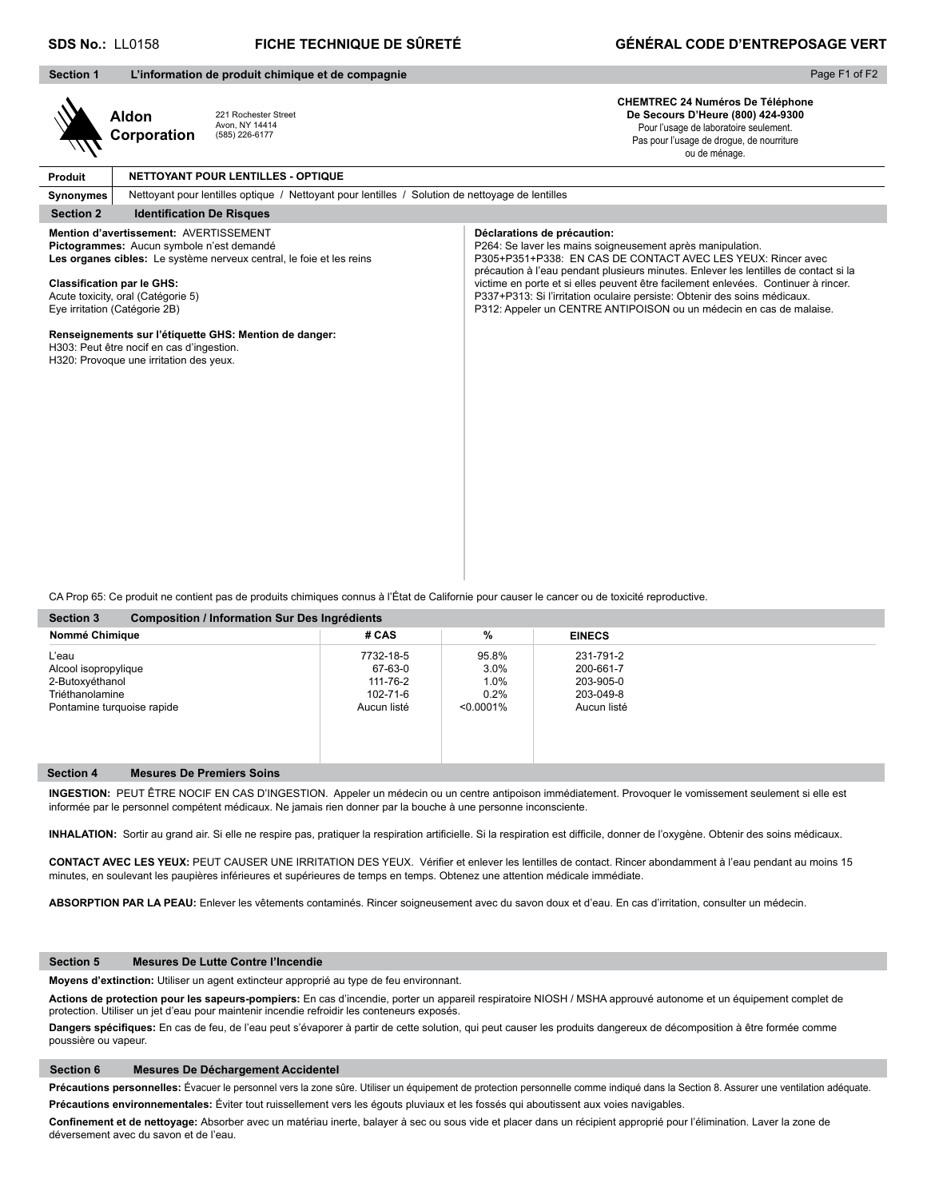**SDS No.:** LL0158 **FICHE TECHNIQUE DE SÛRETÉ** **GÉNÉRAL CODE D'ENTREPOSAGE VERT**

## Section 1 L'information de produit chimique et de compagnie

**Aldon Corporation**
221 Rochester Street
Avon, NY 14414
(585) 226-6177

**CHEMTREC 24 Numéros De Téléphone De Secours D'Heure (800) 424-9300**
Pour l'usage de laboratoire seulement.
Pas pour l'usage de drogue, de nourriture ou de ménage.

| | |
|---|---|
| **Produit** | **NETTOYANT POUR LENTILLES - OPTIQUE** |
| **Synonymes** | Nettoyant pour lentilles optique / Nettoyant pour lentilles / Solution de nettoyage de lentilles |

## Section 2 Identification De Risques

**Mention d'avertissement:** AVERTISSEMENT
**Pictogrammes:** Aucun symbole n'est demandé
**Les organes cibles:** Le système nerveux central, le foie et les reins

**Classification par le GHS:**
Acute toxicity, oral (Catégorie 5)
Eye irritation (Catégorie 2B)

**Renseignements sur l'étiquette GHS: Mention de danger:**
H303: Peut être nocif en cas d'ingestion.
H320: Provoque une irritation des yeux.

**Déclarations de précaution:**
P264: Se laver les mains soigneusement après manipulation.
P305+P351+P338: EN CAS DE CONTACT AVEC LES YEUX: Rincer avec précaution à l'eau pendant plusieurs minutes. Enlever les lentilles de contact si la victime en porte et si elles peuvent être facilement enlevées. Continuer à rincer.
P337+P313: Si l'irritation oculaire persiste: Obtenir des soins médicaux.
P312: Appeler un CENTRE ANTIPOISON ou un médecin en cas de malaise.

CA Prop 65: Ce produit ne contient pas de produits chimiques connus à l'État de Californie pour causer le cancer ou de toxicité reproductive.

## Section 3 Composition / Information Sur Des Ingrédients

| Nommé Chimique | # CAS | % | EINECS |
|---|---|---|---|
| L'eau | 7732-18-5 | 95.8% | 231-791-2 |
| Alcool isopropylique | 67-63-0 | 3.0% | 200-661-7 |
| 2-Butoxyéthanol | 111-76-2 | 1.0% | 203-905-0 |
| Triéthanolamine | 102-71-6 | 0.2% | 203-049-8 |
| Pontamine turquoise rapide | Aucun listé | <0.0001% | Aucun listé |

## Section 4 Mesures De Premiers Soins

**INGESTION:** PEUT ÊTRE NOCIF EN CAS D'INGESTION. Appeler un médecin ou un centre antipoison immédiatement. Provoquer le vomissement seulement si elle est informée par le personnel compétent médicaux. Ne jamais rien donner par la bouche à une personne inconsciente.

**INHALATION:** Sortir au grand air. Si elle ne respire pas, pratiquer la respiration artificielle. Si la respiration est difficile, donner de l'oxygène. Obtenir des soins médicaux.

**CONTACT AVEC LES YEUX:** PEUT CAUSER UNE IRRITATION DES YEUX. Vérifier et enlever les lentilles de contact. Rincer abondamment à l'eau pendant au moins 15 minutes, en soulevant les paupières inférieures et supérieures de temps en temps. Obtenez une attention médicale immédiate.

**ABSORPTION PAR LA PEAU:** Enlever les vêtements contaminés. Rincer soigneusement avec du savon doux et d'eau. En cas d'irritation, consulter un médecin.

## Section 5 Mesures De Lutte Contre l'Incendie

**Moyens d'extinction:** Utiliser un agent extincteur approprié au type de feu environnant.

**Actions de protection pour les sapeurs-pompiers:** En cas d'incendie, porter un appareil respiratoire NIOSH / MSHA approuvé autonome et un équipement complet de protection. Utiliser un jet d'eau pour maintenir incendie refroidir les conteneurs exposés.

**Dangers spécifiques:** En cas de feu, de l'eau peut s'évaporer à partir de cette solution, qui peut causer les produits dangereux de décomposition à être formée comme poussière ou vapeur.

## Section 6 Mesures De Déchargement Accidentel

**Précautions personnelles:** Évacuer le personnel vers la zone sûre. Utiliser un équipement de protection personnelle comme indiqué dans la Section 8. Assurer une ventilation adéquate.

**Précautions environnementales:** Éviter tout ruissellement vers les égouts pluviaux et les fossés qui aboutissent aux voies navigables.

**Confinement et de nettoyage:** Absorber avec un matériau inerte, balayer à sec ou sous vide et placer dans un récipient approprié pour l'élimination. Laver la zone de déversement avec du savon et de l'eau.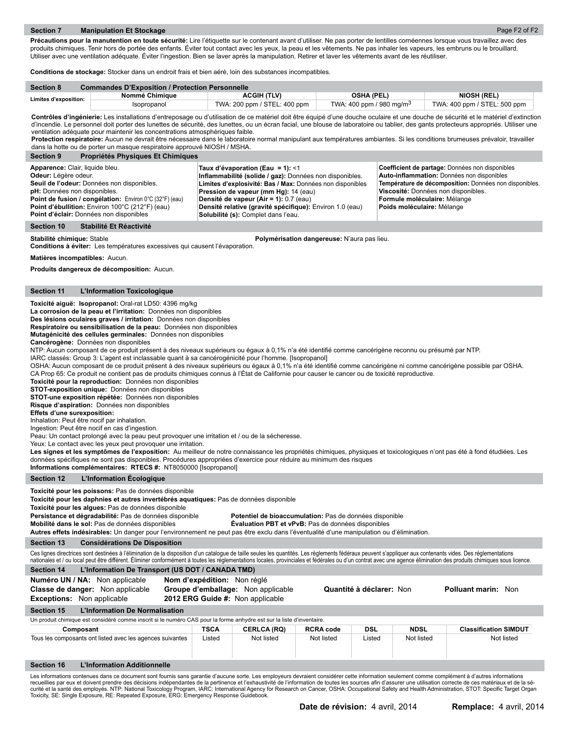## Section 7 Manipulation Et Stockage

**Précautions pour la manutention en toute sécurité:** Lire l'étiquette sur le contenant avant d'utiliser. Ne pas porter de lentilles cornéennes lorsque vous travaillez avec des produits chimiques. Tenir hors de portée des enfants. Éviter tout contact avec les yeux, la peau et les vêtements. Ne pas inhaler les vapeurs, les embruns ou le brouillard. Utiliser avec une ventilation adéquate. Éviter l'ingestion. Bien se laver après la manipulation. Retirer et laver les vêtements avant de les réutiliser.

**Conditions de stockage:** Stocker dans un endroit frais et bien aéré, loin des substances incompatibles.

## Section 8 Commandes D'Exposition / Protection Personnelle

| | Nommé Chimique | ACGIH (TLV) | OSHA (PEL) | NIOSH (REL) |
|---|---|---|---|---|
| **Limites d'exposition:** | Isopropanol | TWA: 200 ppm / STEL: 400 ppm | TWA: 400 ppm / 980 mg/m$^3$ | TWA: 400 ppm / STEL: 500 ppm |

**Contrôles d'ingénierie:** Les installations d'entreposage ou d'utilisation de ce matériel doit être équipé d'une douche oculaire et une douche de sécurité et le matériel d'extinction d'incendie. Le personnel doit porter des lunettes de sécurité, des lunettes, ou un écran facial, une blouse de laboratoire ou tablier, des gants protecteurs appropriés. Utiliser une ventilation adéquate pour maintenir les concentrations atmosphériques faible.
**Protection respiratoire:** Aucun ne devrait être nécessaire dans le laboratoire normal manipulant aux températures ambiantes. Si les conditions brumeuses prévaloir, travailler dans la hotte ou de porter un masque respiratoire approuvé NIOSH / MSHA.

## Section 9 Propriétés Physiques Et Chimiques

**Apparence:** Clair, liquide bleu.
**Odeur:** Légère odeur.
**Seuil de l'odeur:** Données non disponibles.
**pH:** Données non disponibles.
**Point de fusion / congélation:** Environ 0°C (32°F) (eau)
**Point d'ébullition:** Environ 100°C (212°F) (eau)
**Point d'éclair:** Données non disponibles

**Taux d'évaporation (Eau = 1):** <1
**Inflammabilité (solide / gaz):** Données non disponibles.
**Limites d'explosivité: Bas / Max:** Données non disponibles
**Pression de vapeur (mm Hg):** 14 (eau)
**Densité de vapeur (Air = 1):** 0.7 (eau)
**Densité relative (gravité spécifique):** Environ 1.0 (eau)
**Solubilité (s):** Complet dans l'eau.

**Coefficient de partage:** Données non disponibles
**Auto-inflammation:** Données non disponibles
**Température de décomposition:** Données non disponibles.
**Viscosité:** Données non disponibles.
**Formule moléculaire:** Mélange
**Poids moléculaire:** Mélange

## Section 10 Stabilité Et Réactivité

**Stabilité chimique:** Stable
**Polymérisation dangereuse:** N'aura pas lieu.
**Conditions à éviter:** Les températures excessives qui causent l'évaporation.

**Matières incompatibles:** Aucun.

**Produits dangereux de décomposition:** Aucun.

## Section 11 L'Information Toxicologique

**Toxicité aiguë: Isopropanol:** Oral-rat LD50: 4396 mg/kg
**La corrosion de la peau et l'irritation:** Données non disponibles
**Des lésions oculaires graves / irritation:** Données non disponibles
**Respiratoire ou sensibilisation de la peau:** Données non disponibles
**Mutagénicité des cellules germinales:** Données non disponibles
**Cancérogène:** Données non disponibles
NTP: Aucun composant de ce produit présent à des niveaux supérieurs ou égaux à 0,1% n'a été identifié comme cancérigène reconnu ou présumé par NTP.
IARC classés: Group 3: L'agent est inclassable quant à sa cancérogénicité pour l'homme. [Isopropanol]
OSHA: Aucun composant de ce produit présent à des niveaux supérieurs ou égaux à 0,1% n'a été identifié comme cancérigène ni comme cancérigène possible par OSHA.
CA Prop 65: Ce produit ne contient pas de produits chimiques connus à l'État de Californie pour causer le cancer ou de toxicité reproductive.
**Toxicité pour la reproduction:** Données non disponibles
**STOT-exposition unique:** Données non disponibles
**STOT-une exposition répétée:** Données non disponibles
**Risque d'aspiration:** Données non disponibles
**Effets d'une surexposition:**
Inhalation: Peut être nocif par inhalation.
Ingestion: Peut être nocif en cas d'ingestion.
Peau: Un contact prolongé avec la peau peut provoquer une irritation et / ou de la sécheresse.
Yeux: Le contact avec les yeux peut provoquer une irritation.
**Les signes et les symptômes de l'exposition:** Au meilleur de notre connaissance les propriétés chimiques, physiques et toxicologiques n'ont pas été à fond étudiées. Les données spécifiques ne sont pas disponibles. Procédures appropriées d'exercice pour réduire au minimum des risques
**Informations complémentaires: RTECS #:** NT8050000 [Isopropanol]

## Section 12 L'Information Écologique

**Toxicité pour les poissons:** Pas de données disponible
**Toxicité pour les daphnies et autres invertébrés aquatiques:** Pas de données disponible
**Toxicité pour les algues:** Pas de données disponible
**Persistance et dégradabilité:** Pas de données disponible
**Potentiel de bioaccumulation:** Pas de données disponible
**Mobilité dans le sol:** Pas de données disponibles
**Évaluation PBT et vPvB:** Pas de données disponibles
**Autres effets indésirables:** Un danger pour l'environnement ne peut pas être exclu dans l'éventualité d'une manipulation ou d'élimination.

## Section 13 Considérations De Disposition

Ces lignes directrices sont destinées à l'élimination de la disposition d'un catalogue de taille seules les quantités. Les règlements fédéraux peuvent s'appliquer aux contenants vides. Des réglementations nationales et / ou local peut être différent. Éliminer conformément à toutes les réglementations locales, provinciales et fédérales ou d'un contrat avec une agence élimination des produits chimiques sous licence.

## Section 14 L'Information De Transport (US DOT / CANADA TMD)

**Numéro UN / NA:** Non applicable
**Nom d'expédition:** Non réglé
**Classe de danger:** Non applicable
**Groupe d'emballage:** Non applicable
**Quantité à déclarer:** Non
**Polluant marin:** Non
**Exceptions:** Non applicable
**2012 ERG Guide #:** Non applicable

## Section 15 L'Information De Normalisation

Un produit chimique est considéré comme inscrit si le numéro CAS pour la forme anhydre est sur la liste d'inventaire.

| Composant | TSCA | CERLCA (RQ) | RCRA code | DSL | NDSL | Classification SIMDUT |
|---|---|---|---|---|---|---|
| Tous les composants ont listed avec les agences suivantes | Listed | Not listed | Not listed | Listed | Not listed | Not listed |

## Section 16 L'Information Additionnelle

Les informations contenues dans ce document sont fournis sans garantie d'aucune sorte. Les employeurs devraient considérer cette information seulement comme complément à d'autres informations recueillies par eux et doivent prendre des décisions indépendantes de la pertinence et l'exhaustivité de l'information de toutes les sources afin d'assurer une utilisation correcte de ces matériaux et de la sécurité et la santé des employés. NTP: National Toxicology Program, IARC: International Agency for Research on Cancer, OSHA: Occupational Safety and Health Administration, STOT: Specific Target Organ Toxicity, SE: Single Exposure, RE: Repeated Exposure, ERG: Emergency Response Guidebook.

**Date de révision:** 4 avril, 2014 **Remplace:** 4 avril, 2014